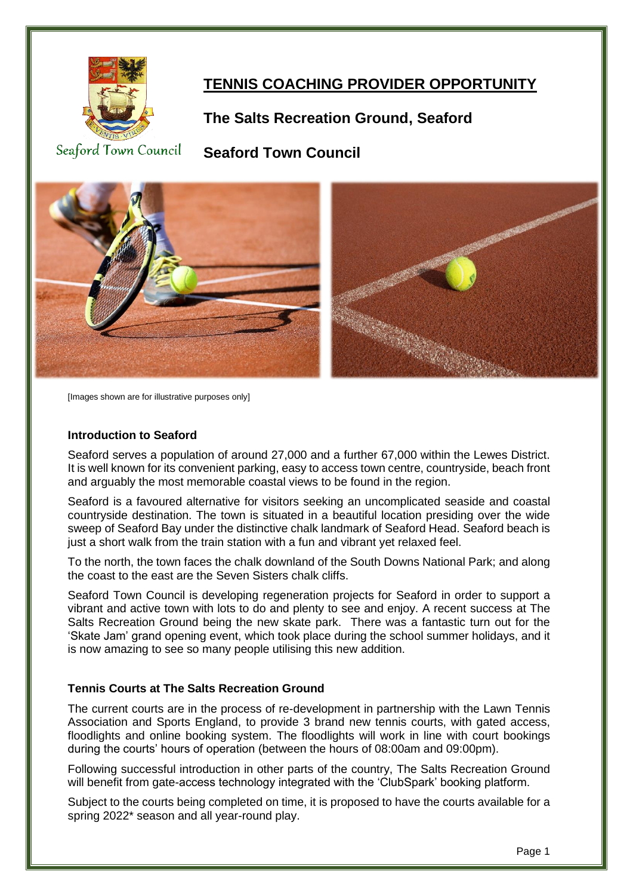Seaford Town Council

# TENNIS COACHING PROVIDER OPPORTUNITY

## The Salts Recreation Ground, Seaford

## Seaford Town Council

[Images shown are for illustrative purposes only]

### Introduction to Seaford

Seaford serves a population of around 27,000 and a further 67,000 within the Lewes District. It is well known for its convenient parking, easy to access town centre, countryside, beach front and arguably the most memorable coastal views to be found in the region.

Seaford is a favoured alternative for visitors seeking an uncomplicated seaside and coastal countryside destination. The town is situated in a beautiful location presiding over the wide sweep of Seaford Bay under the distinctive chalk landmark of Seaford Head. Seaford beach is just a short walk from the train station with a fun and vibrant yet relaxed feel.

To the north, the town faces the chalk downland of the South Downs National Park; and along the coast to the east are the Seven Sisters chalk cliffs.

Seaford Town Council is developing regeneration projects for Seaford in order to support a vibrant and active town with lots to do and plenty to see and enjoy. A recent success at The Salts Recreation Ground being the new skate park. There was a fantastic turn out for the 'Skate Jam' grand opening event, which took place during the school summer holidays, and it is now amazing to see so many people utilising this new addition.

### Tennis Courts at The Salts Recreation Ground

The current courts are in the process of re-development in partnership with the Lawn Tennis Association and Sports England, to provide 3 brand new tennis courts, with gated access, floodlights and online booking system. The floodlights will work in line with court bookings during the courts' hours of operation (between the hours of 08:00am and 09:00pm).

Following successful introduction in other parts of the country, The Salts Recreation Ground will benefit from gate-access technology integrated with the 'ClubSpark' booking platform.

Subject to the courts being completed on time, it is proposed to have the courts available for a spring 2022* season and all year-round play.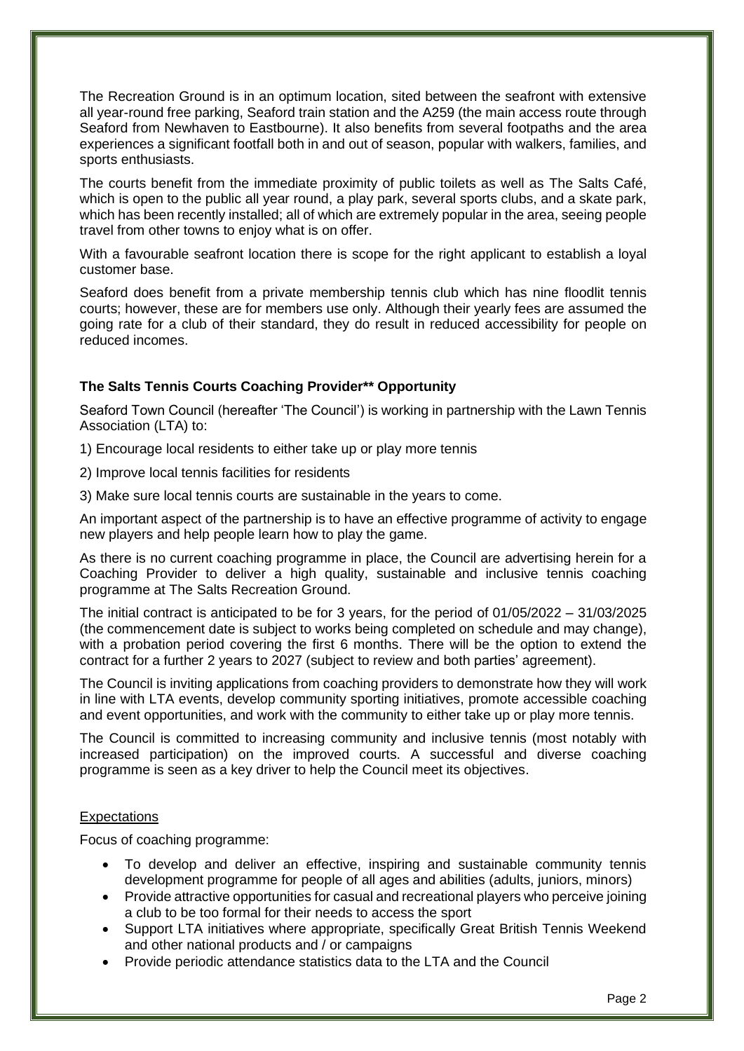The Recreation Ground is in an optimum location, sited between the seafront with extensive all year-round free parking, Seaford train station and the A259 (the main access route through Seaford from Newhaven to Eastbourne). It also benefits from several footpaths and the area experiences a significant footfall both in and out of season, popular with walkers, families, and sports enthusiasts.

The courts benefit from the immediate proximity of public toilets as well as The Salts Café, which is open to the public all year round, a play park, several sports clubs, and a skate park, which has been recently installed; all of which are extremely popular in the area, seeing people travel from other towns to enjoy what is on offer.

With a favourable seafront location there is scope for the right applicant to establish a loyal customer base.

Seaford does benefit from a private membership tennis club which has nine floodlit tennis courts; however, these are for members use only. Although their yearly fees are assumed the going rate for a club of their standard, they do result in reduced accessibility for people on reduced incomes.

### The Salts Tennis Courts Coaching Provider** Opportunity

Seaford Town Council (hereafter 'The Council') is working in partnership with the Lawn Tennis Association (LTA) to:

1) Encourage local residents to either take up or play more tennis

2) Improve local tennis facilities for residents

3) Make sure local tennis courts are sustainable in the years to come.

An important aspect of the partnership is to have an effective programme of activity to engage new players and help people learn how to play the game.

As there is no current coaching programme in place, the Council are advertising herein for a Coaching Provider to deliver a high quality, sustainable and inclusive tennis coaching programme at The Salts Recreation Ground.

The initial contract is anticipated to be for 3 years, for the period of 01/05/2022 – 31/03/2025 (the commencement date is subject to works being completed on schedule and may change), with a probation period covering the first 6 months. There will be the option to extend the contract for a further 2 years to 2027 (subject to review and both parties' agreement).

The Council is inviting applications from coaching providers to demonstrate how they will work in line with LTA events, develop community sporting initiatives, promote accessible coaching and event opportunities, and work with the community to either take up or play more tennis.

The Council is committed to increasing community and inclusive tennis (most notably with increased participation) on the improved courts. A successful and diverse coaching programme is seen as a key driver to help the Council meet its objectives.

#### Expectations

Focus of coaching programme:

- To develop and deliver an effective, inspiring and sustainable community tennis development programme for people of all ages and abilities (adults, juniors, minors)
- Provide attractive opportunities for casual and recreational players who perceive joining a club to be too formal for their needs to access the sport
- Support LTA initiatives where appropriate, specifically Great British Tennis Weekend and other national products and / or campaigns
- Provide periodic attendance statistics data to the LTA and the Council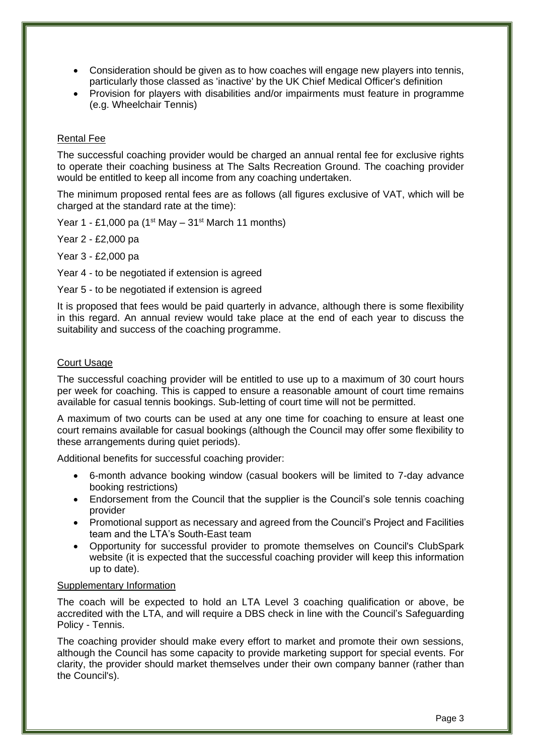- Consideration should be given as to how coaches will engage new players into tennis, particularly those classed as 'inactive' by the UK Chief Medical Officer's definition
- Provision for players with disabilities and/or impairments must feature in programme (e.g. Wheelchair Tennis)

## Rental Fee

The successful coaching provider would be charged an annual rental fee for exclusive rights to operate their coaching business at The Salts Recreation Ground. The coaching provider would be entitled to keep all income from any coaching undertaken.

The minimum proposed rental fees are as follows (all figures exclusive of VAT, which will be charged at the standard rate at the time):

Year 1 - £1,000 pa (1st May – 31st March 11 months)

Year 2 - £2,000 pa

Year 3 - £2,000 pa

Year 4 - to be negotiated if extension is agreed

Year 5 - to be negotiated if extension is agreed

It is proposed that fees would be paid quarterly in advance, although there is some flexibility in this regard. An annual review would take place at the end of each year to discuss the suitability and success of the coaching programme.

## Court Usage

The successful coaching provider will be entitled to use up to a maximum of 30 court hours per week for coaching. This is capped to ensure a reasonable amount of court time remains available for casual tennis bookings. Sub-letting of court time will not be permitted.

A maximum of two courts can be used at any one time for coaching to ensure at least one court remains available for casual bookings (although the Council may offer some flexibility to these arrangements during quiet periods).

Additional benefits for successful coaching provider:

- 6-month advance booking window (casual bookers will be limited to 7-day advance booking restrictions)
- Endorsement from the Council that the supplier is the Council's sole tennis coaching provider
- Promotional support as necessary and agreed from the Council's Project and Facilities team and the LTA's South-East team
- Opportunity for successful provider to promote themselves on Council's ClubSpark website (it is expected that the successful coaching provider will keep this information up to date).

## Supplementary Information

The coach will be expected to hold an LTA Level 3 coaching qualification or above, be accredited with the LTA, and will require a DBS check in line with the Council's Safeguarding Policy - Tennis.

The coaching provider should make every effort to market and promote their own sessions, although the Council has some capacity to provide marketing support for special events. For clarity, the provider should market themselves under their own company banner (rather than the Council's).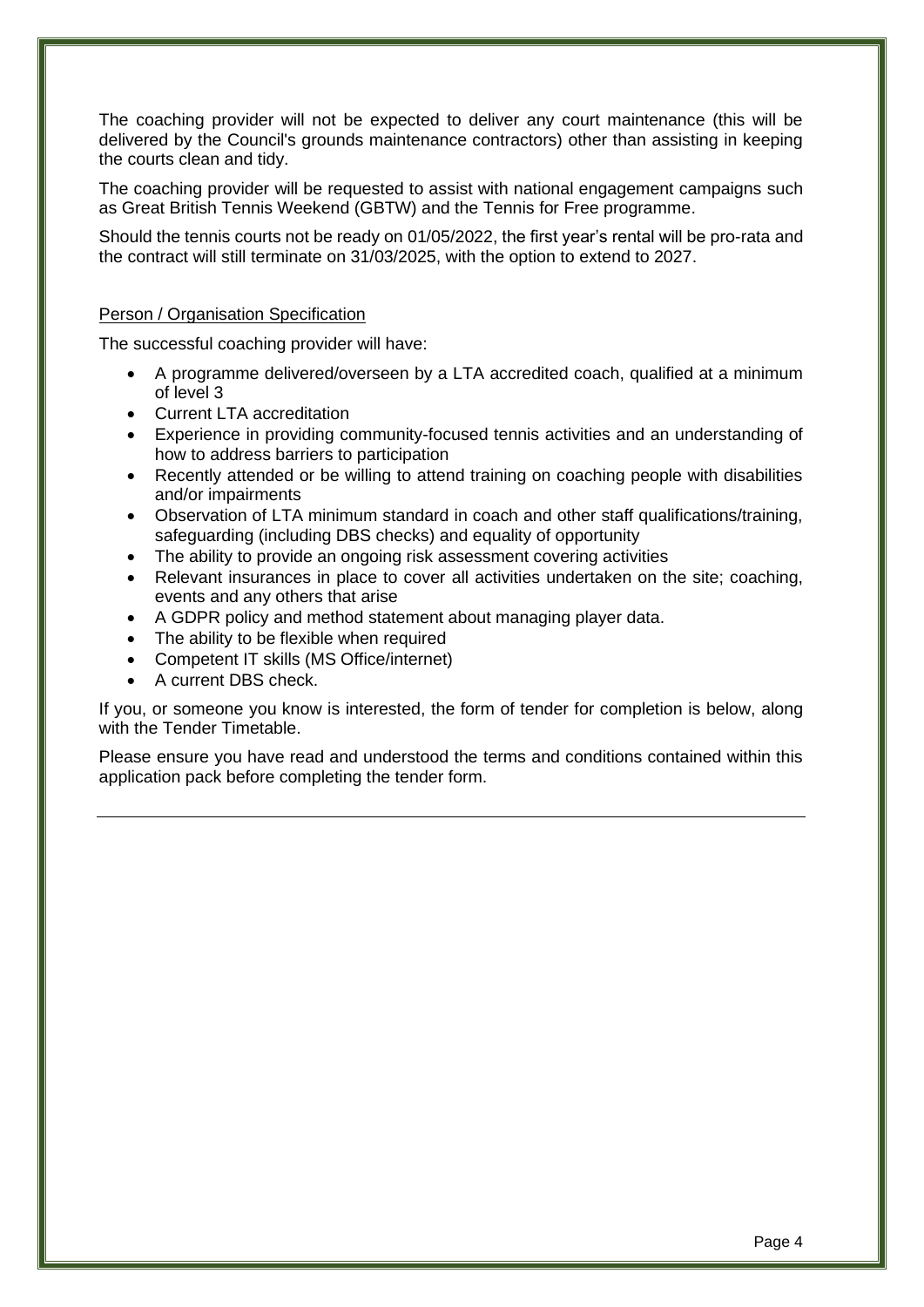The coaching provider will not be expected to deliver any court maintenance (this will be delivered by the Council's grounds maintenance contractors) other than assisting in keeping the courts clean and tidy.

The coaching provider will be requested to assist with national engagement campaigns such as Great British Tennis Weekend (GBTW) and the Tennis for Free programme.

Should the tennis courts not be ready on 01/05/2022, the first year's rental will be pro-rata and the contract will still terminate on 31/03/2025, with the option to extend to 2027.

<u>Person / Organisation Specification</u>

The successful coaching provider will have:

- A programme delivered/overseen by a LTA accredited coach, qualified at a minimum of level 3
- Current LTA accreditation
- Experience in providing community-focused tennis activities and an understanding of how to address barriers to participation
- Recently attended or be willing to attend training on coaching people with disabilities and/or impairments
- Observation of LTA minimum standard in coach and other staff qualifications/training, safeguarding (including DBS checks) and equality of opportunity
- The ability to provide an ongoing risk assessment covering activities
- Relevant insurances in place to cover all activities undertaken on the site; coaching, events and any others that arise
- A GDPR policy and method statement about managing player data.
- The ability to be flexible when required
- Competent IT skills (MS Office/internet)
- A current DBS check.

If you, or someone you know is interested, the form of tender for completion is below, along with the Tender Timetable.

Please ensure you have read and understood the terms and conditions contained within this application pack before completing the tender form.

---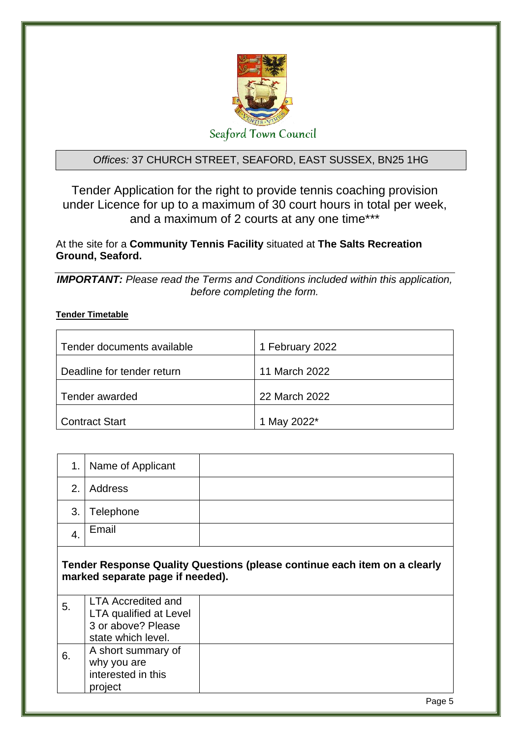Seaford Town Council

*Offices:* 37 CHURCH STREET, SEAFORD, EAST SUSSEX, BN25 1HG

# Tender Application for the right to provide tennis coaching provision under Licence for up to a maximum of 30 court hours in total per week, and a maximum of 2 courts at any one time***

At the site for a **Community Tennis Facility** situated at **The Salts Recreation Ground, Seaford.**

***IMPORTANT:*** *Please read the Terms and Conditions included within this application, before completing the form.*

**Tender Timetable**

| | |
|---|---|
| Tender documents available | 1 February 2022 |
| Deadline for tender return | 11 March 2022 |
| Tender awarded | 22 March 2022 |
| Contract Start | 1 May 2022* |

| | | |
|---|---|---|
| 1. | Name of Applicant | |
| 2. | Address | |
| 3. | Telephone | |
| 4. | Email | |

**Tender Response Quality Questions (please continue each item on a clearly marked separate page if needed).**

| | | |
|---|---|---|
| 5. | LTA Accredited and LTA qualified at Level 3 or above? Please state which level. | |
| 6. | A short summary of why you are interested in this project | |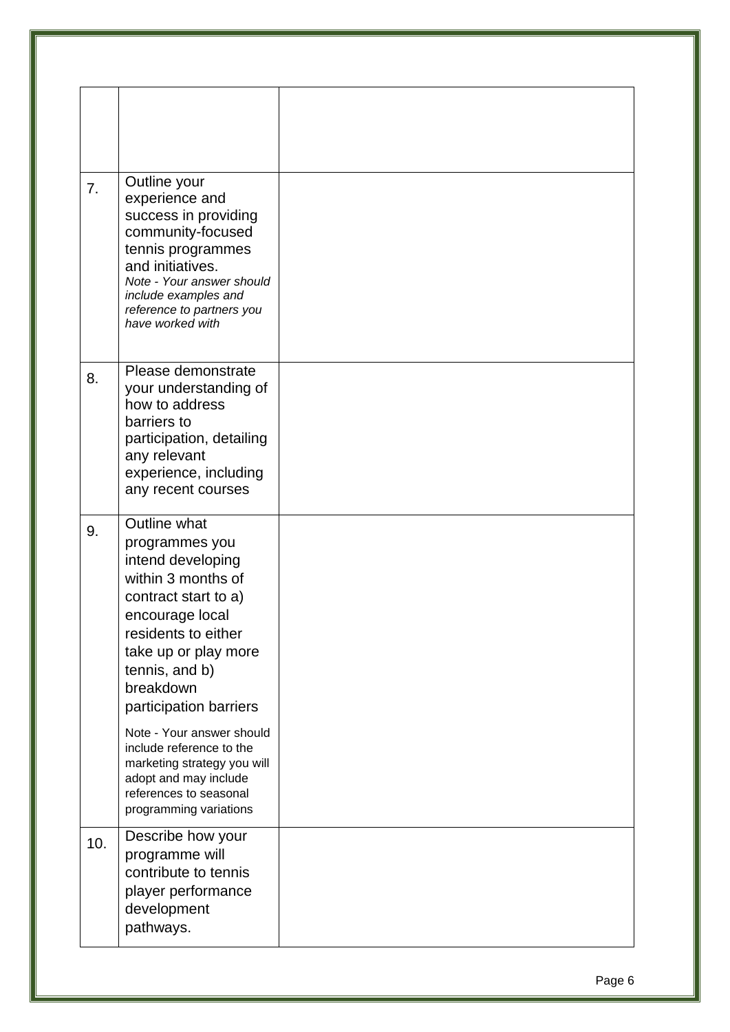| | | |
|---|---|---|
| | | |
| 7. | Outline your experience and success in providing community-focused tennis programmes and initiatives.<br>*Note - Your answer should include examples and reference to partners you have worked with* | |
| 8. | Please demonstrate your understanding of how to address barriers to participation, detailing any relevant experience, including any recent courses | |
| 9. | Outline what programmes you intend developing within 3 months of contract start to a) encourage local residents to either take up or play more tennis, and b) breakdown participation barriers<br><br>Note - Your answer should include reference to the marketing strategy you will adopt and may include references to seasonal programming variations | |
| 10. | Describe how your programme will contribute to tennis player performance development pathways. | |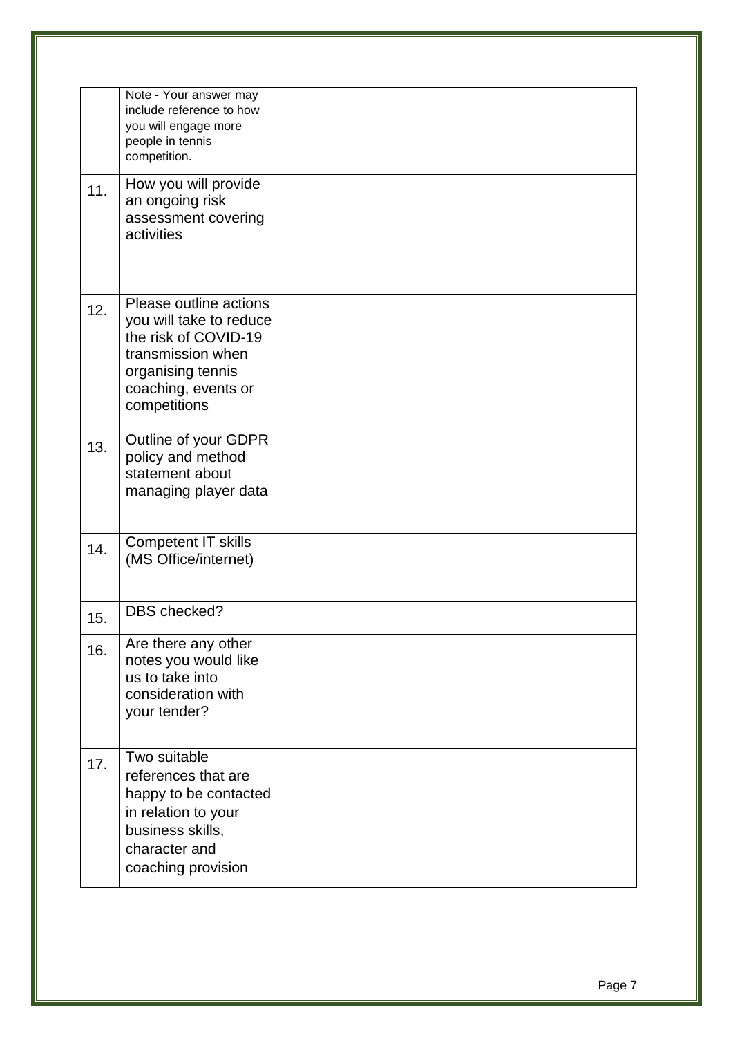| | | |
|---|---|---|
| | Note - Your answer may include reference to how you will engage more people in tennis competition. | |
| 11. | How you will provide an ongoing risk assessment covering activities | |
| 12. | Please outline actions you will take to reduce the risk of COVID-19 transmission when organising tennis coaching, events or competitions | |
| 13. | Outline of your GDPR policy and method statement about managing player data | |
| 14. | Competent IT skills (MS Office/internet) | |
| 15. | DBS checked? | |
| 16. | Are there any other notes you would like us to take into consideration with your tender? | |
| 17. | Two suitable references that are happy to be contacted in relation to your business skills, character and coaching provision | |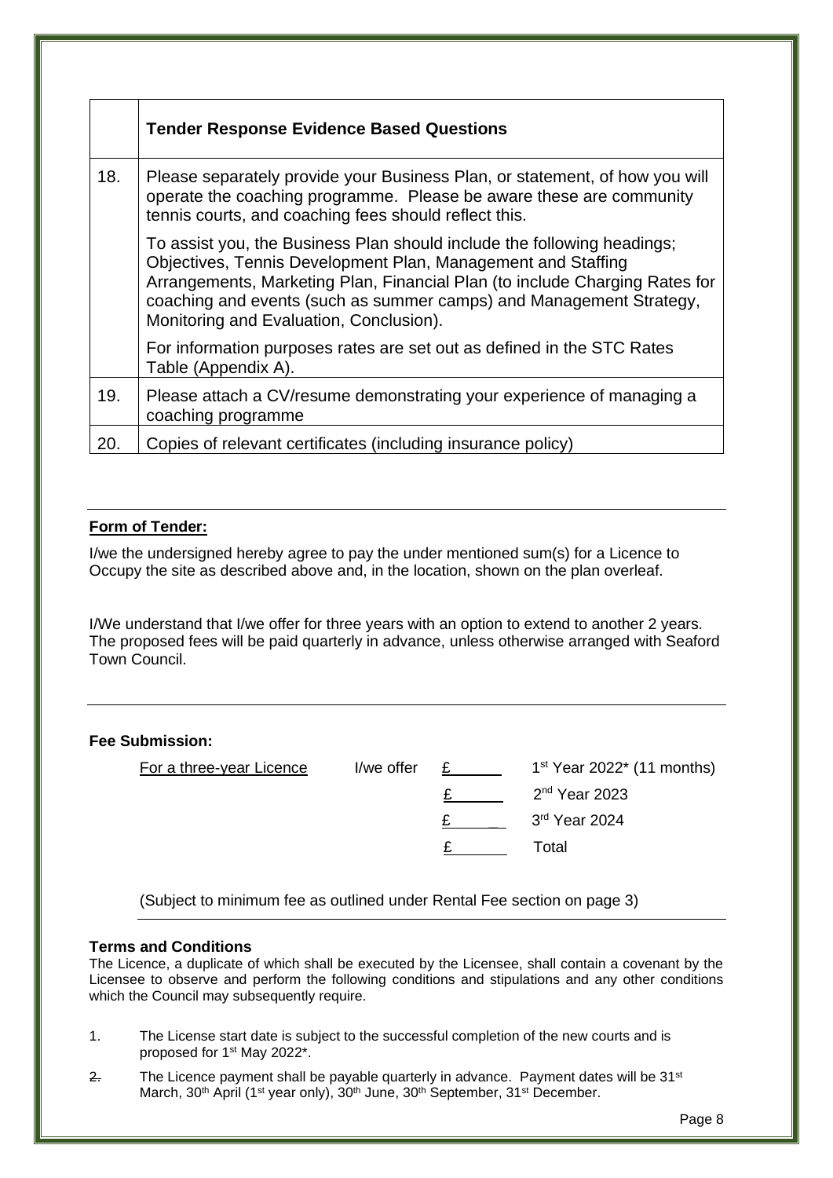|  | **Tender Response Evidence Based Questions** |
|---|---|
| 18. | Please separately provide your Business Plan, or statement, of how you will operate the coaching programme. Please be aware these are community tennis courts, and coaching fees should reflect this.<br><br>To assist you, the Business Plan should include the following headings; Objectives, Tennis Development Plan, Management and Staffing Arrangements, Marketing Plan, Financial Plan (to include Charging Rates for coaching and events (such as summer camps) and Management Strategy, Monitoring and Evaluation, Conclusion).<br><br>For information purposes rates are set out as defined in the STC Rates Table (Appendix A). |
| 19. | Please attach a CV/resume demonstrating your experience of managing a coaching programme |
| 20. | Copies of relevant certificates (including insurance policy) |

---

**Form of Tender:**

I/we the undersigned hereby agree to pay the under mentioned sum(s) for a Licence to Occupy the site as described above and, in the location, shown on the plan overleaf.

I/We understand that I/we offer for three years with an option to extend to another 2 years. The proposed fees will be paid quarterly in advance, unless otherwise arranged with Seaford Town Council.

---

**Fee Submission:**

| For a three-year Licence | I/we offer | £______ | 1st Year 2022* (11 months) |
|---|---|---|---|
| | | £______ | 2nd Year 2023 |
| | | £______ | 3rd Year 2024 |
| | | £______ | Total |

(Subject to minimum fee as outlined under Rental Fee section on page 3)

---

**Terms and Conditions**

The Licence, a duplicate of which shall be executed by the Licensee, shall contain a covenant by the Licensee to observe and perform the following conditions and stipulations and any other conditions which the Council may subsequently require.

1. The License start date is subject to the successful completion of the new courts and is proposed for 1st May 2022*.
2. The Licence payment shall be payable quarterly in advance. Payment dates will be 31st March, 30th April (1st year only), 30th June, 30th September, 31st December.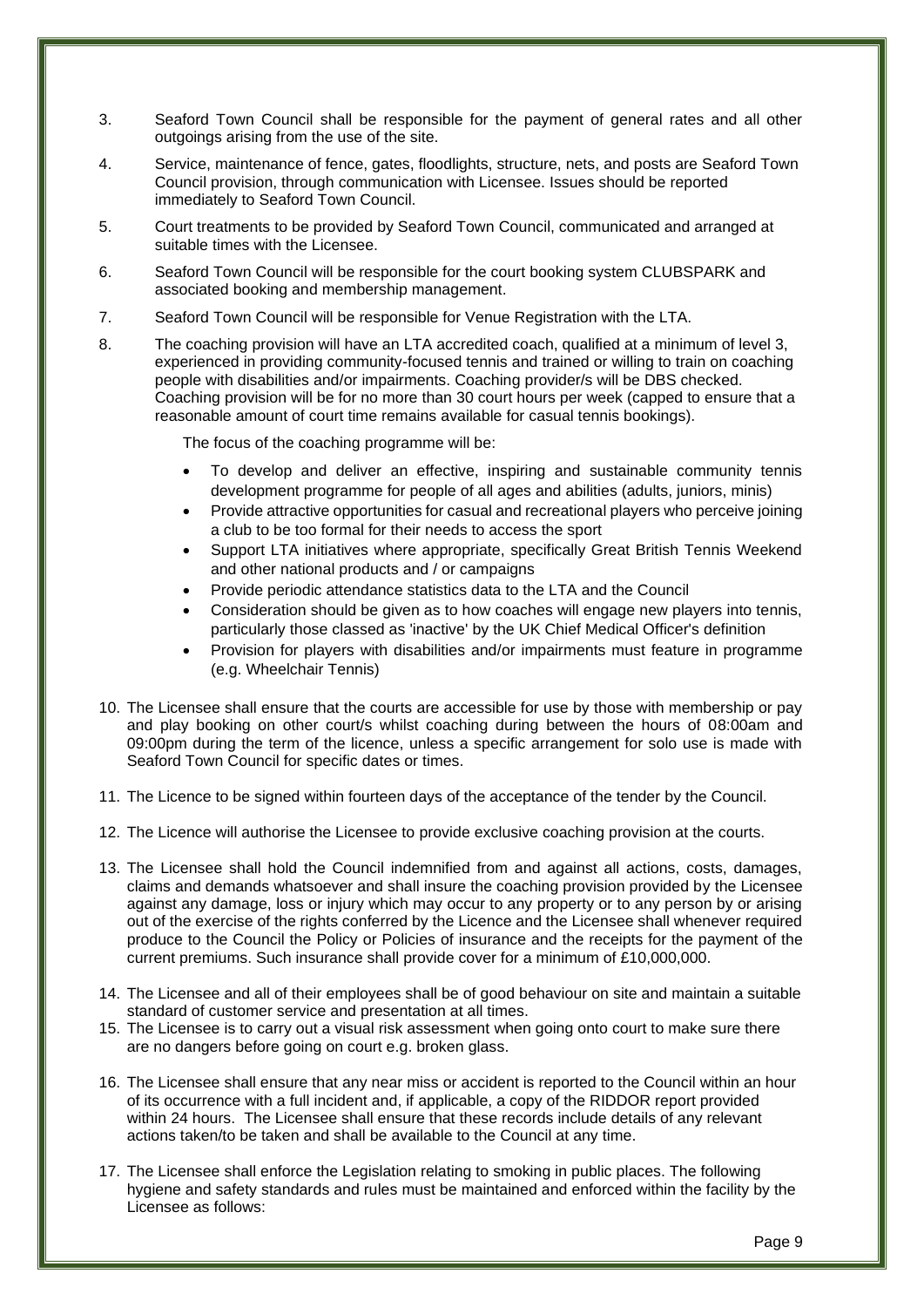3. Seaford Town Council shall be responsible for the payment of general rates and all other outgoings arising from the use of the site.

4. Service, maintenance of fence, gates, floodlights, structure, nets, and posts are Seaford Town Council provision, through communication with Licensee. Issues should be reported immediately to Seaford Town Council.

5. Court treatments to be provided by Seaford Town Council, communicated and arranged at suitable times with the Licensee.

6. Seaford Town Council will be responsible for the court booking system CLUBSPARK and associated booking and membership management.

7. Seaford Town Council will be responsible for Venue Registration with the LTA.

8. The coaching provision will have an LTA accredited coach, qualified at a minimum of level 3, experienced in providing community-focused tennis and trained or willing to train on coaching people with disabilities and/or impairments. Coaching provider/s will be DBS checked. Coaching provision will be for no more than 30 court hours per week (capped to ensure that a reasonable amount of court time remains available for casual tennis bookings).

   The focus of the coaching programme will be:

   - To develop and deliver an effective, inspiring and sustainable community tennis development programme for people of all ages and abilities (adults, juniors, minis)
   - Provide attractive opportunities for casual and recreational players who perceive joining a club to be too formal for their needs to access the sport
   - Support LTA initiatives where appropriate, specifically Great British Tennis Weekend and other national products and / or campaigns
   - Provide periodic attendance statistics data to the LTA and the Council
   - Consideration should be given as to how coaches will engage new players into tennis, particularly those classed as 'inactive' by the UK Chief Medical Officer's definition
   - Provision for players with disabilities and/or impairments must feature in programme (e.g. Wheelchair Tennis)

10. The Licensee shall ensure that the courts are accessible for use by those with membership or pay and play booking on other court/s whilst coaching during between the hours of 08:00am and 09:00pm during the term of the licence, unless a specific arrangement for solo use is made with Seaford Town Council for specific dates or times.

11. The Licence to be signed within fourteen days of the acceptance of the tender by the Council.

12. The Licence will authorise the Licensee to provide exclusive coaching provision at the courts.

13. The Licensee shall hold the Council indemnified from and against all actions, costs, damages, claims and demands whatsoever and shall insure the coaching provision provided by the Licensee against any damage, loss or injury which may occur to any property or to any person by or arising out of the exercise of the rights conferred by the Licence and the Licensee shall whenever required produce to the Council the Policy or Policies of insurance and the receipts for the payment of the current premiums. Such insurance shall provide cover for a minimum of £10,000,000.

14. The Licensee and all of their employees shall be of good behaviour on site and maintain a suitable standard of customer service and presentation at all times.

15. The Licensee is to carry out a visual risk assessment when going onto court to make sure there are no dangers before going on court e.g. broken glass.

16. The Licensee shall ensure that any near miss or accident is reported to the Council within an hour of its occurrence with a full incident and, if applicable, a copy of the RIDDOR report provided within 24 hours. The Licensee shall ensure that these records include details of any relevant actions taken/to be taken and shall be available to the Council at any time.

17. The Licensee shall enforce the Legislation relating to smoking in public places. The following hygiene and safety standards and rules must be maintained and enforced within the facility by the Licensee as follows: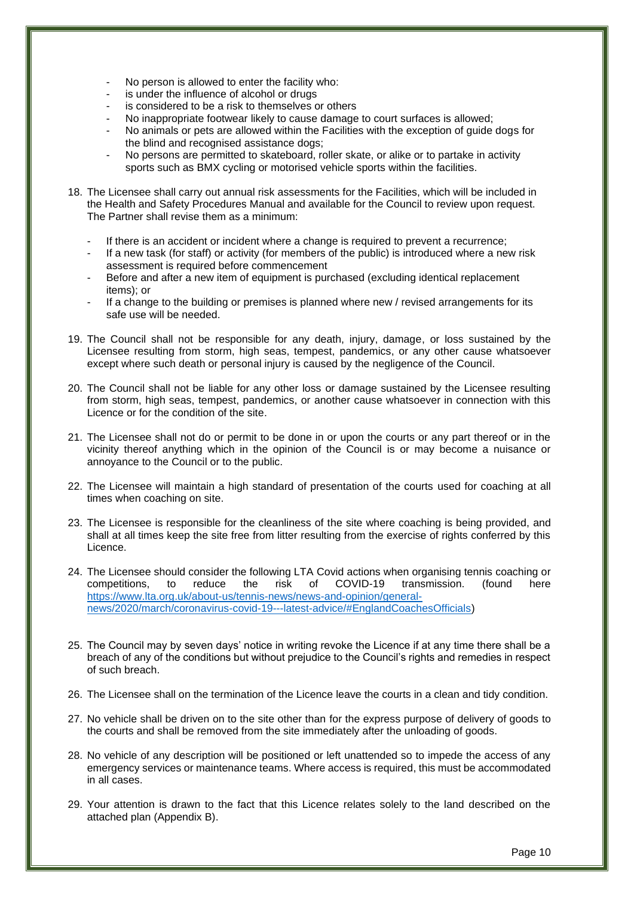- No person is allowed to enter the facility who:
- is under the influence of alcohol or drugs
- is considered to be a risk to themselves or others
- No inappropriate footwear likely to cause damage to court surfaces is allowed;
- No animals or pets are allowed within the Facilities with the exception of guide dogs for the blind and recognised assistance dogs;
- No persons are permitted to skateboard, roller skate, or alike or to partake in activity sports such as BMX cycling or motorised vehicle sports within the facilities.

18. The Licensee shall carry out annual risk assessments for the Facilities, which will be included in the Health and Safety Procedures Manual and available for the Council to review upon request. The Partner shall revise them as a minimum:
    - If there is an accident or incident where a change is required to prevent a recurrence;
    - If a new task (for staff) or activity (for members of the public) is introduced where a new risk assessment is required before commencement
    - Before and after a new item of equipment is purchased (excluding identical replacement items); or
    - If a change to the building or premises is planned where new / revised arrangements for its safe use will be needed.

19. The Council shall not be responsible for any death, injury, damage, or loss sustained by the Licensee resulting from storm, high seas, tempest, pandemics, or any other cause whatsoever except where such death or personal injury is caused by the negligence of the Council.

20. The Council shall not be liable for any other loss or damage sustained by the Licensee resulting from storm, high seas, tempest, pandemics, or another cause whatsoever in connection with this Licence or for the condition of the site.

21. The Licensee shall not do or permit to be done in or upon the courts or any part thereof or in the vicinity thereof anything which in the opinion of the Council is or may become a nuisance or annoyance to the Council or to the public.

22. The Licensee will maintain a high standard of presentation of the courts used for coaching at all times when coaching on site.

23. The Licensee is responsible for the cleanliness of the site where coaching is being provided, and shall at all times keep the site free from litter resulting from the exercise of rights conferred by this Licence.

24. The Licensee should consider the following LTA Covid actions when organising tennis coaching or competitions, to reduce the risk of COVID-19 transmission. (found here [https://www.lta.org.uk/about-us/tennis-news/news-and-opinion/general-news/2020/march/coronavirus-covid-19---latest-advice/#EnglandCoachesOfficials](https://www.lta.org.uk/about-us/tennis-news/news-and-opinion/general-news/2020/march/coronavirus-covid-19---latest-advice/#EnglandCoachesOfficials))

25. The Council may by seven days' notice in writing revoke the Licence if at any time there shall be a breach of any of the conditions but without prejudice to the Council's rights and remedies in respect of such breach.

26. The Licensee shall on the termination of the Licence leave the courts in a clean and tidy condition.

27. No vehicle shall be driven on to the site other than for the express purpose of delivery of goods to the courts and shall be removed from the site immediately after the unloading of goods.

28. No vehicle of any description will be positioned or left unattended so to impede the access of any emergency services or maintenance teams. Where access is required, this must be accommodated in all cases.

29. Your attention is drawn to the fact that this Licence relates solely to the land described on the attached plan (Appendix B).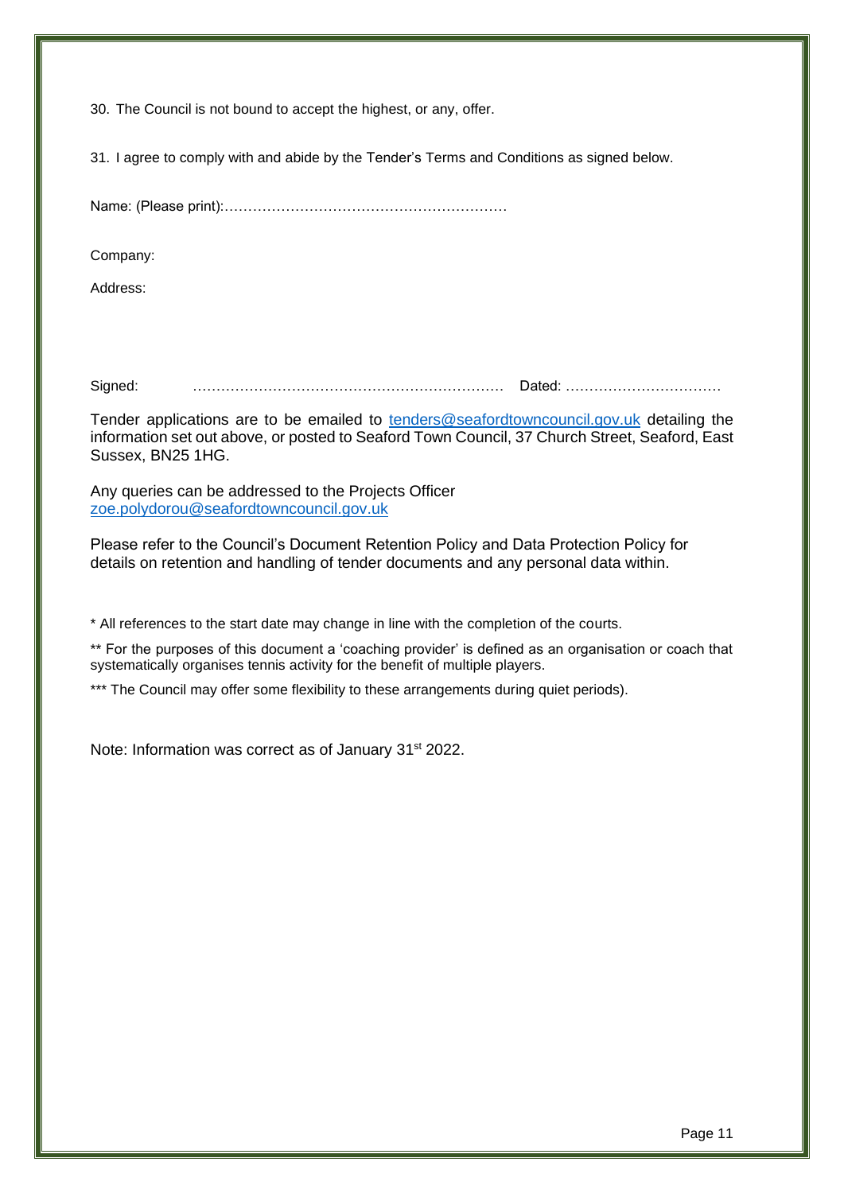30. The Council is not bound to accept the highest, or any, offer.

31. I agree to comply with and abide by the Tender's Terms and Conditions as signed below.

Name: (Please print):……………………………………………………

Company:

Address:

Signed: ………………………………………………………… Dated: ……………………………

Tender applications are to be emailed to tenders@seafordtowncouncil.gov.uk detailing the information set out above, or posted to Seaford Town Council, 37 Church Street, Seaford, East Sussex, BN25 1HG.

Any queries can be addressed to the Projects Officer
zoe.polydorou@seafordtowncouncil.gov.uk

Please refer to the Council's Document Retention Policy and Data Protection Policy for details on retention and handling of tender documents and any personal data within.

* All references to the start date may change in line with the completion of the courts.

** For the purposes of this document a 'coaching provider' is defined as an organisation or coach that systematically organises tennis activity for the benefit of multiple players.

*** The Council may offer some flexibility to these arrangements during quiet periods).

Note: Information was correct as of January 31st 2022.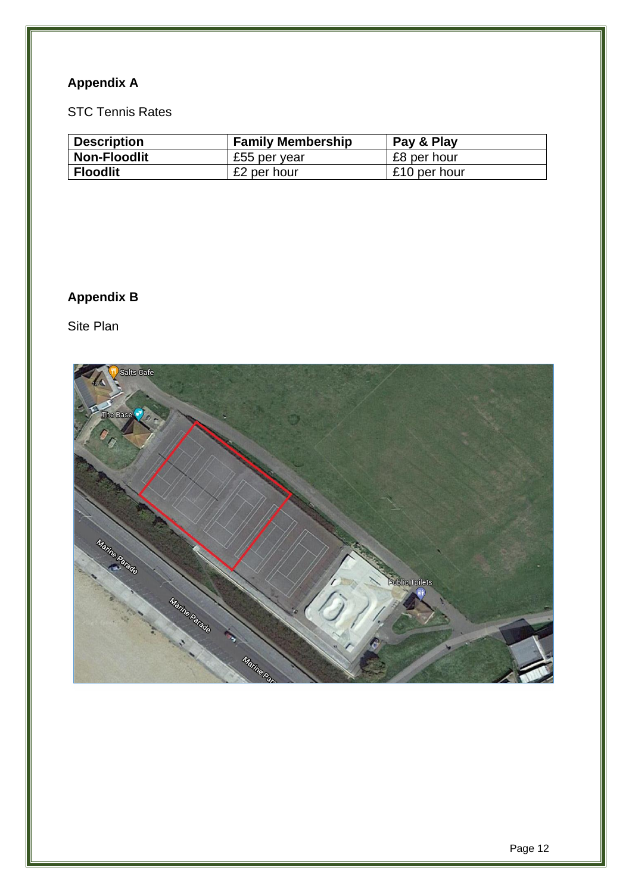## Appendix A

STC Tennis Rates

| Description | Family Membership | Pay & Play |
|---|---|---|
| **Non-Floodlit** | £55 per year | £8 per hour |
| **Floodlit** | £2 per hour | £10 per hour |

## Appendix B

Site Plan